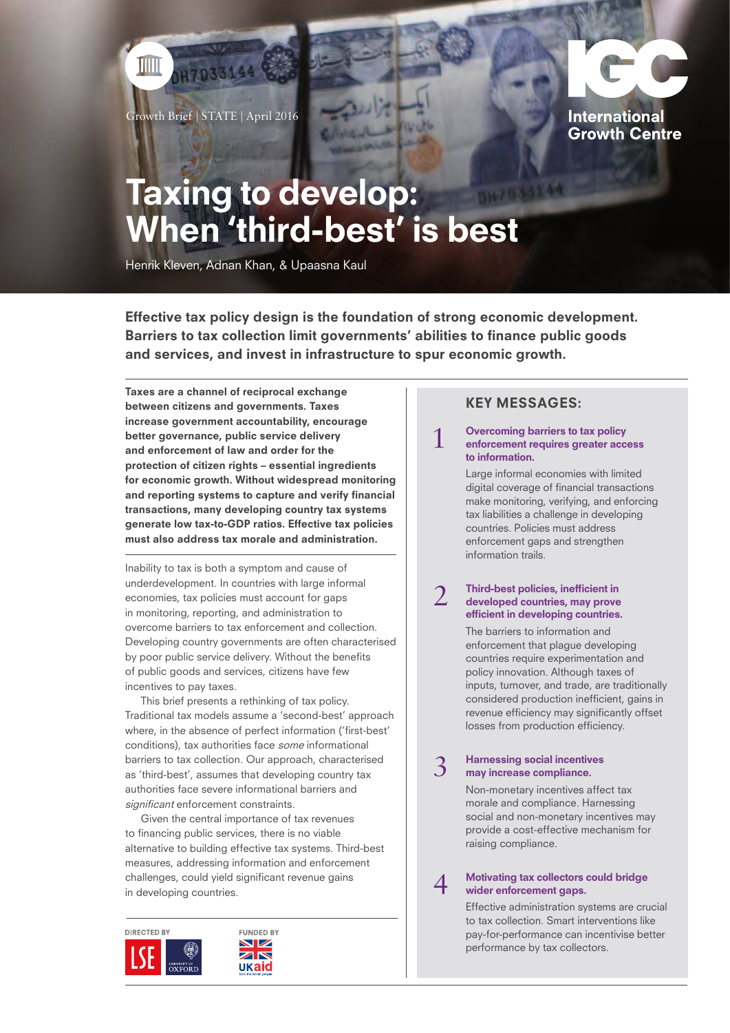Growth Brief | STATE | April 2016

International Growth Centre

# Taxing to develop: When 'third-best' is best

Henrik Kleven, Adnan Khan, & Upaasna Kaul

**Effective tax policy design is the foundation of strong economic development. Barriers to tax collection limit governments' abilities to finance public goods and services, and invest in infrastructure to spur economic growth.**

**Taxes are a channel of reciprocal exchange between citizens and governments. Taxes increase government accountability, encourage better governance, public service delivery and enforcement of law and order for the protection of citizen rights – essential ingredients for economic growth. Without widespread monitoring and reporting systems to capture and verify financial transactions, many developing country tax systems generate low tax-to-GDP ratios. Effective tax policies must also address tax morale and administration.**

Inability to tax is both a symptom and cause of underdevelopment. In countries with large informal economies, tax policies must account for gaps in monitoring, reporting, and administration to overcome barriers to tax enforcement and collection. Developing country governments are often characterised by poor public service delivery. Without the benefits of public goods and services, citizens have few incentives to pay taxes.

This brief presents a rethinking of tax policy. Traditional tax models assume a 'second-best' approach where, in the absence of perfect information ('first-best' conditions), tax authorities face *some* informational barriers to tax collection. Our approach, characterised as 'third-best', assumes that developing country tax authorities face severe informational barriers and *significant* enforcement constraints.

Given the central importance of tax revenues to financing public services, there is no viable alternative to building effective tax systems. Third-best measures, addressing information and enforcement challenges, could yield significant revenue gains in developing countries.

## KEY MESSAGES:

1. **Overcoming barriers to tax policy enforcement requires greater access to information.**

   Large informal economies with limited digital coverage of financial transactions make monitoring, verifying, and enforcing tax liabilities a challenge in developing countries. Policies must address enforcement gaps and strengthen information trails.

2. **Third-best policies, inefficient in developed countries, may prove efficient in developing countries.**

   The barriers to information and enforcement that plague developing countries require experimentation and policy innovation. Although taxes of inputs, turnover, and trade, are traditionally considered production inefficient, gains in revenue efficiency may significantly offset losses from production efficiency.

3. **Harnessing social incentives may increase compliance.**

   Non-monetary incentives affect tax morale and compliance. Harnessing social and non-monetary incentives may provide a cost-effective mechanism for raising compliance.

4. **Motivating tax collectors could bridge wider enforcement gaps.**

   Effective administration systems are crucial to tax collection. Smart interventions like pay-for-performance can incentivise better performance by tax collectors.

DIRECTED BY LSE, University of Oxford

FUNDED BY UKaid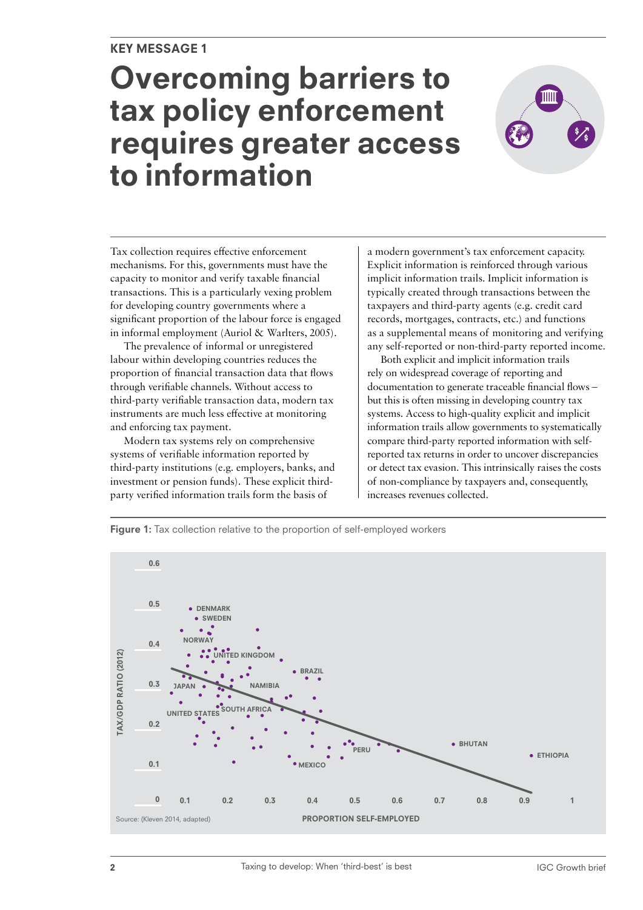KEY MESSAGE 1

# Overcoming barriers to tax policy enforcement requires greater access to information

Tax collection requires effective enforcement mechanisms. For this, governments must have the capacity to monitor and verify taxable financial transactions. This is a particularly vexing problem for developing country governments where a significant proportion of the labour force is engaged in informal employment (Auriol & Warlters, 2005).

The prevalence of informal or unregistered labour within developing countries reduces the proportion of financial transaction data that flows through verifiable channels. Without access to third-party verifiable transaction data, modern tax instruments are much less effective at monitoring and enforcing tax payment.

Modern tax systems rely on comprehensive systems of verifiable information reported by third-party institutions (e.g. employers, banks, and investment or pension funds). These explicit third-party verified information trails form the basis of a modern government's tax enforcement capacity. Explicit information is reinforced through various implicit information trails. Implicit information is typically created through transactions between the taxpayers and third-party agents (e.g. credit card records, mortgages, contracts, etc.) and functions as a supplemental means of monitoring and verifying any self-reported or non-third-party reported income.

Both explicit and implicit information trails rely on widespread coverage of reporting and documentation to generate traceable financial flows – but this is often missing in developing country tax systems. Access to high-quality explicit and implicit information trails allow governments to systematically compare third-party reported information with self-reported tax returns in order to uncover discrepancies or detect tax evasion. This intrinsically raises the costs of non-compliance by taxpayers and, consequently, increases revenues collected.

**Figure 1:** Tax collection relative to the proportion of self-employed workers

Source: (Kleven 2014, adapted)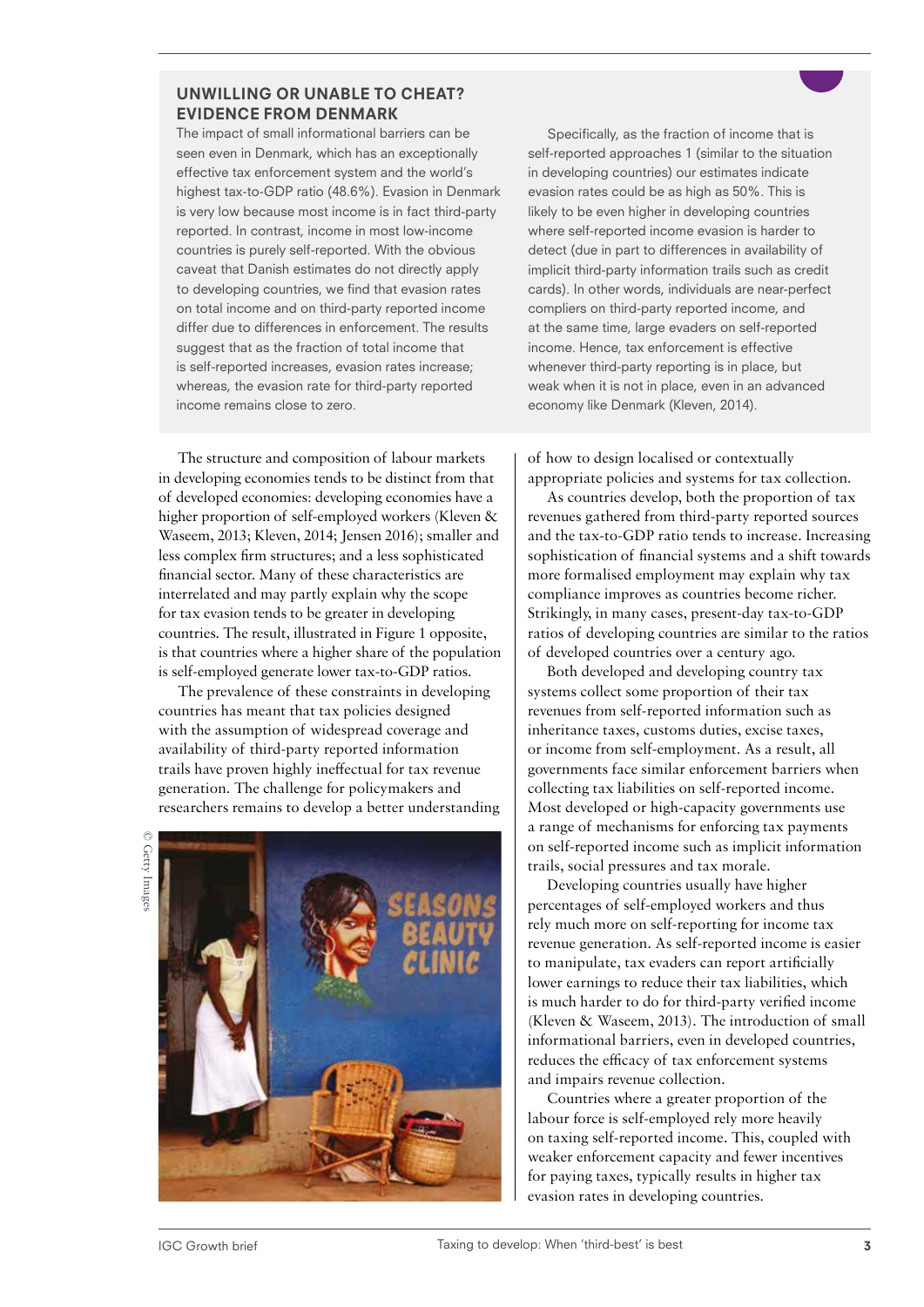## UNWILLING OR UNABLE TO CHEAT? EVIDENCE FROM DENMARK

The impact of small informational barriers can be seen even in Denmark, which has an exceptionally effective tax enforcement system and the world's highest tax-to-GDP ratio (48.6%). Evasion in Denmark is very low because most income is in fact third-party reported. In contrast, income in most low-income countries is purely self-reported. With the obvious caveat that Danish estimates do not directly apply to developing countries, we find that evasion rates on total income and on third-party reported income differ due to differences in enforcement. The results suggest that as the fraction of total income that is self-reported increases, evasion rates increase; whereas, the evasion rate for third-party reported income remains close to zero.

Specifically, as the fraction of income that is self-reported approaches 1 (similar to the situation in developing countries) our estimates indicate evasion rates could be as high as 50%. This is likely to be even higher in developing countries where self-reported income evasion is harder to detect (due in part to differences in availability of implicit third-party information trails such as credit cards). In other words, individuals are near-perfect compliers on third-party reported income, and at the same time, large evaders on self-reported income. Hence, tax enforcement is effective whenever third-party reporting is in place, but weak when it is not in place, even in an advanced economy like Denmark (Kleven, 2014).

The structure and composition of labour markets in developing economies tends to be distinct from that of developed economies: developing economies have a higher proportion of self-employed workers (Kleven & Waseem, 2013; Kleven, 2014; Jensen 2016); smaller and less complex firm structures; and a less sophisticated financial sector. Many of these characteristics are interrelated and may partly explain why the scope for tax evasion tends to be greater in developing countries. The result, illustrated in Figure 1 opposite, is that countries where a higher share of the population is self-employed generate lower tax-to-GDP ratios.

The prevalence of these constraints in developing countries has meant that tax policies designed with the assumption of widespread coverage and availability of third-party reported information trails have proven highly ineffectual for tax revenue generation. The challenge for policymakers and researchers remains to develop a better understanding of how to design localised or contextually appropriate policies and systems for tax collection.

As countries develop, both the proportion of tax revenues gathered from third-party reported sources and the tax-to-GDP ratio tends to increase. Increasing sophistication of financial systems and a shift towards more formalised employment may explain why tax compliance improves as countries become richer. Strikingly, in many cases, present-day tax-to-GDP ratios of developing countries are similar to the ratios of developed countries over a century ago.

Both developed and developing country tax systems collect some proportion of their tax revenues from self-reported information such as inheritance taxes, customs duties, excise taxes, or income from self-employment. As a result, all governments face similar enforcement barriers when collecting tax liabilities on self-reported income. Most developed or high-capacity governments use a range of mechanisms for enforcing tax payments on self-reported income such as implicit information trails, social pressures and tax morale.

Developing countries usually have higher percentages of self-employed workers and thus rely much more on self-reporting for income tax revenue generation. As self-reported income is easier to manipulate, tax evaders can report artificially lower earnings to reduce their tax liabilities, which is much harder to do for third-party verified income (Kleven & Waseem, 2013). The introduction of small informational barriers, even in developed countries, reduces the efficacy of tax enforcement systems and impairs revenue collection.

Countries where a greater proportion of the labour force is self-employed rely more heavily on taxing self-reported income. This, coupled with weaker enforcement capacity and fewer incentives for paying taxes, typically results in higher tax evasion rates in developing countries.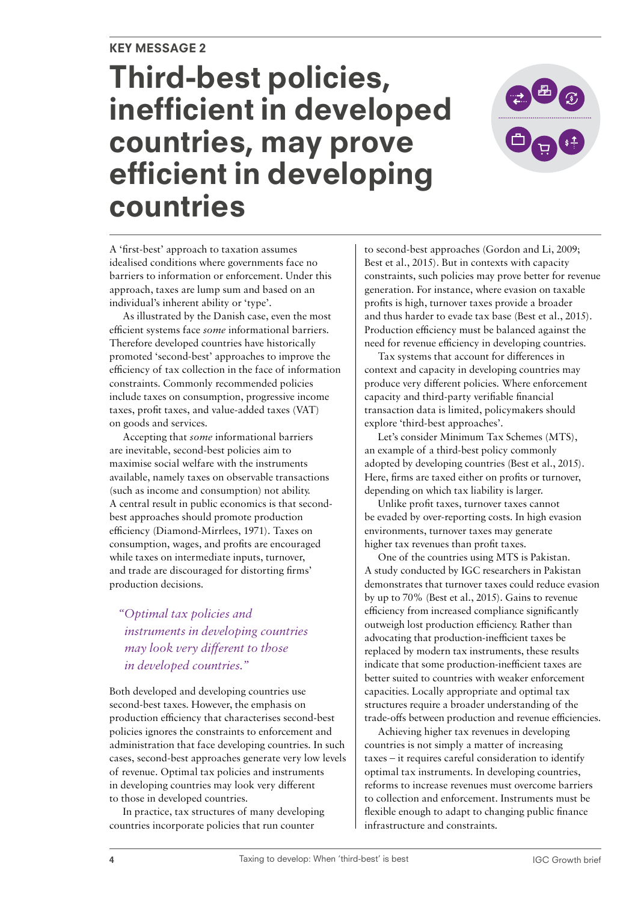KEY MESSAGE 2

# Third-best policies, inefficient in developed countries, may prove efficient in developing countries

A 'first-best' approach to taxation assumes idealised conditions where governments face no barriers to information or enforcement. Under this approach, taxes are lump sum and based on an individual's inherent ability or 'type'.

As illustrated by the Danish case, even the most efficient systems face *some* informational barriers. Therefore developed countries have historically promoted 'second-best' approaches to improve the efficiency of tax collection in the face of information constraints. Commonly recommended policies include taxes on consumption, progressive income taxes, profit taxes, and value-added taxes (VAT) on goods and services.

Accepting that *some* informational barriers are inevitable, second-best policies aim to maximise social welfare with the instruments available, namely taxes on observable transactions (such as income and consumption) not ability. A central result in public economics is that second-best approaches should promote production efficiency (Diamond-Mirrlees, 1971). Taxes on consumption, wages, and profits are encouraged while taxes on intermediate inputs, turnover, and trade are discouraged for distorting firms' production decisions.

> *"Optimal tax policies and instruments in developing countries may look very different to those in developed countries."*

Both developed and developing countries use second-best taxes. However, the emphasis on production efficiency that characterises second-best policies ignores the constraints to enforcement and administration that face developing countries. In such cases, second-best approaches generate very low levels of revenue. Optimal tax policies and instruments in developing countries may look very different to those in developed countries.

In practice, tax structures of many developing countries incorporate policies that run counter to second-best approaches (Gordon and Li, 2009; Best et al., 2015). But in contexts with capacity constraints, such policies may prove better for revenue generation. For instance, where evasion on taxable profits is high, turnover taxes provide a broader and thus harder to evade tax base (Best et al., 2015). Production efficiency must be balanced against the need for revenue efficiency in developing countries.

Tax systems that account for differences in context and capacity in developing countries may produce very different policies. Where enforcement capacity and third-party verifiable financial transaction data is limited, policymakers should explore 'third-best approaches'.

Let's consider Minimum Tax Schemes (MTS), an example of a third-best policy commonly adopted by developing countries (Best et al., 2015). Here, firms are taxed either on profits or turnover, depending on which tax liability is larger.

Unlike profit taxes, turnover taxes cannot be evaded by over-reporting costs. In high evasion environments, turnover taxes may generate higher tax revenues than profit taxes.

One of the countries using MTS is Pakistan. A study conducted by IGC researchers in Pakistan demonstrates that turnover taxes could reduce evasion by up to 70% (Best et al., 2015). Gains to revenue efficiency from increased compliance significantly outweigh lost production efficiency. Rather than advocating that production-inefficient taxes be replaced by modern tax instruments, these results indicate that some production-inefficient taxes are better suited to countries with weaker enforcement capacities. Locally appropriate and optimal tax structures require a broader understanding of the trade-offs between production and revenue efficiencies.

Achieving higher tax revenues in developing countries is not simply a matter of increasing taxes – it requires careful consideration to identify optimal tax instruments. In developing countries, reforms to increase revenues must overcome barriers to collection and enforcement. Instruments must be flexible enough to adapt to changing public finance infrastructure and constraints.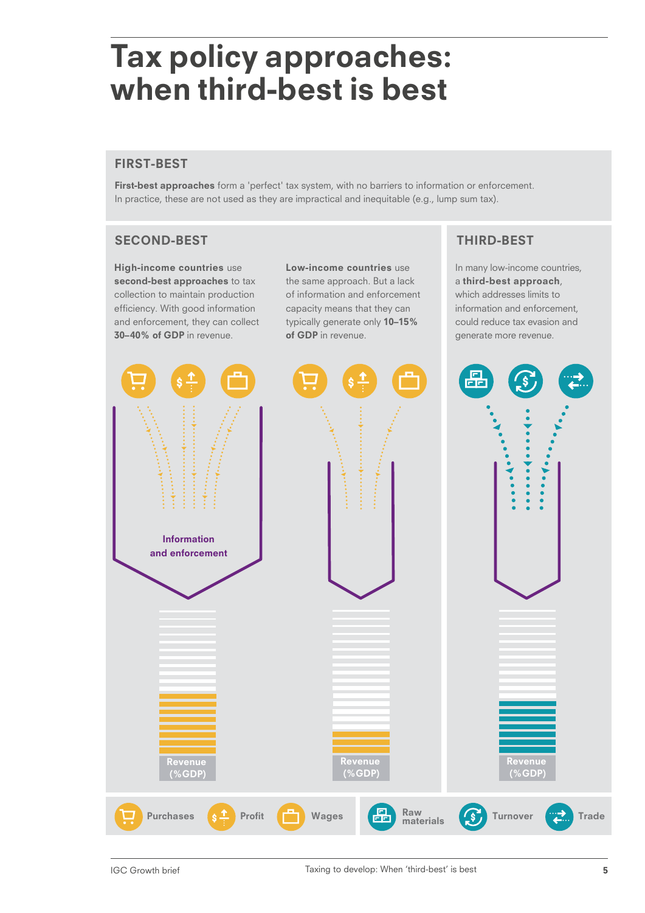# Tax policy approaches: when third-best is best

## FIRST-BEST

**First-best approaches** form a 'perfect' tax system, with no barriers to information or enforcement. In practice, these are not used as they are impractical and inequitable (e.g., lump sum tax).

## SECOND-BEST

**High-income countries** use **second-best approaches** to tax collection to maintain production efficiency. With good information and enforcement, they can collect **30–40% of GDP** in revenue.

**Low-income countries** use the same approach. But a lack of information and enforcement capacity means that they can typically generate only **10–15% of GDP** in revenue.

## THIRD-BEST

In many low-income countries, a **third-best approach**, which addresses limits to information and enforcement, could reduce tax evasion and generate more revenue.

Information and enforcement

Revenue (%GDP)

Revenue (%GDP)

Revenue (%GDP)

Purchases Profit Wages Raw materials Turnover Trade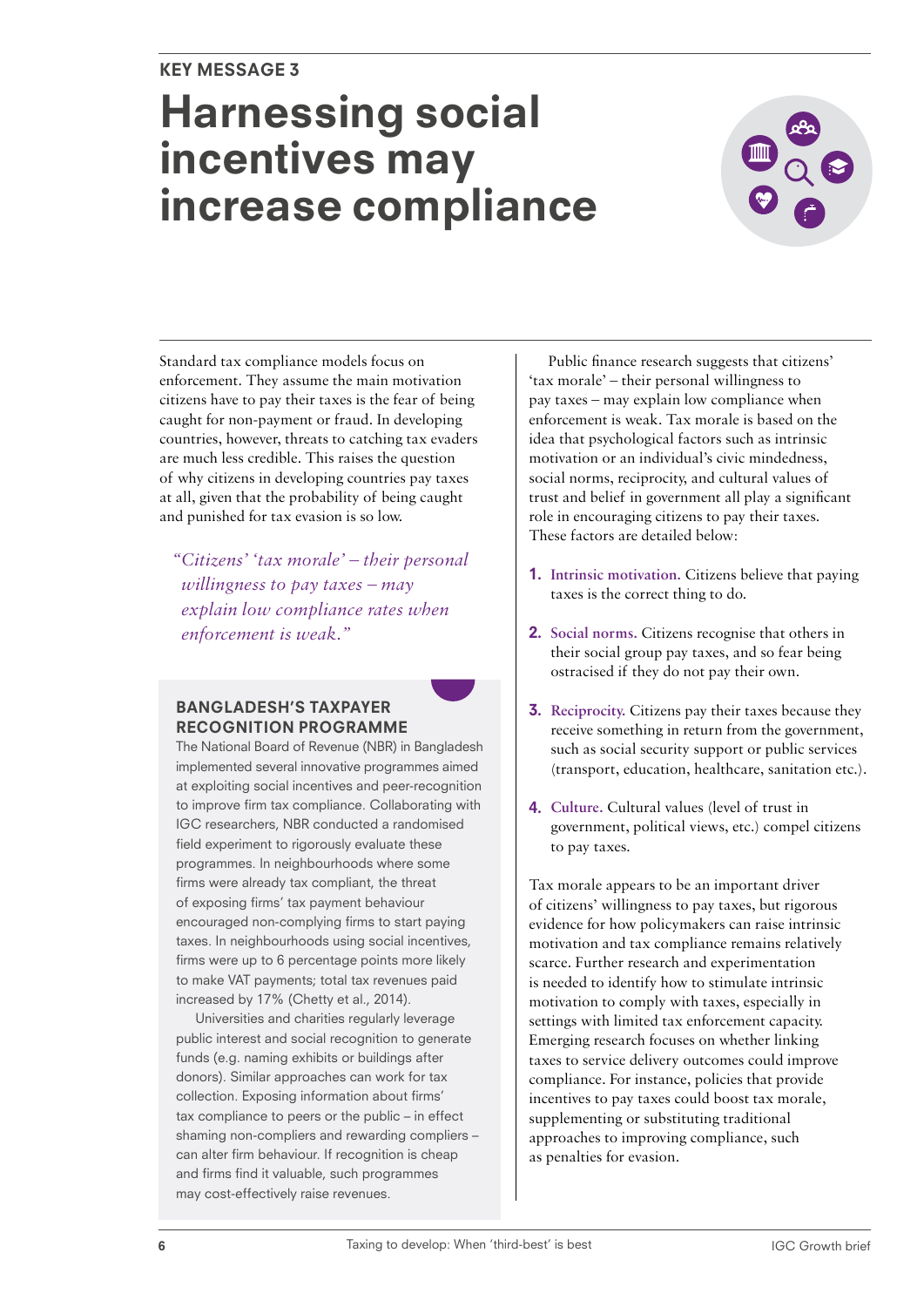KEY MESSAGE 3

# Harnessing social incentives may increase compliance

Standard tax compliance models focus on enforcement. They assume the main motivation citizens have to pay their taxes is the fear of being caught for non-payment or fraud. In developing countries, however, threats to catching tax evaders are much less credible. This raises the question of why citizens in developing countries pay taxes at all, given that the probability of being caught and punished for tax evasion is so low.

> *"Citizens' 'tax morale' – their personal willingness to pay taxes – may explain low compliance rates when enforcement is weak."*

### BANGLADESH'S TAXPAYER RECOGNITION PROGRAMME

The National Board of Revenue (NBR) in Bangladesh implemented several innovative programmes aimed at exploiting social incentives and peer-recognition to improve firm tax compliance. Collaborating with IGC researchers, NBR conducted a randomised field experiment to rigorously evaluate these programmes. In neighbourhoods where some firms were already tax compliant, the threat of exposing firms' tax payment behaviour encouraged non-complying firms to start paying taxes. In neighbourhoods using social incentives, firms were up to 6 percentage points more likely to make VAT payments; total tax revenues paid increased by 17% (Chetty et al., 2014).

Universities and charities regularly leverage public interest and social recognition to generate funds (e.g. naming exhibits or buildings after donors). Similar approaches can work for tax collection. Exposing information about firms' tax compliance to peers or the public – in effect shaming non-compliers and rewarding compliers – can alter firm behaviour. If recognition is cheap and firms find it valuable, such programmes may cost-effectively raise revenues.

Public finance research suggests that citizens' 'tax morale' – their personal willingness to pay taxes – may explain low compliance when enforcement is weak. Tax morale is based on the idea that psychological factors such as intrinsic motivation or an individual's civic mindedness, social norms, reciprocity, and cultural values of trust and belief in government all play a significant role in encouraging citizens to pay their taxes. These factors are detailed below:

1. **Intrinsic motivation.** Citizens believe that paying taxes is the correct thing to do.
2. **Social norms.** Citizens recognise that others in their social group pay taxes, and so fear being ostracised if they do not pay their own.
3. **Reciprocity.** Citizens pay their taxes because they receive something in return from the government, such as social security support or public services (transport, education, healthcare, sanitation etc.).
4. **Culture.** Cultural values (level of trust in government, political views, etc.) compel citizens to pay taxes.

Tax morale appears to be an important driver of citizens' willingness to pay taxes, but rigorous evidence for how policymakers can raise intrinsic motivation and tax compliance remains relatively scarce. Further research and experimentation is needed to identify how to stimulate intrinsic motivation to comply with taxes, especially in settings with limited tax enforcement capacity. Emerging research focuses on whether linking taxes to service delivery outcomes could improve compliance. For instance, policies that provide incentives to pay taxes could boost tax morale, supplementing or substituting traditional approaches to improving compliance, such as penalties for evasion.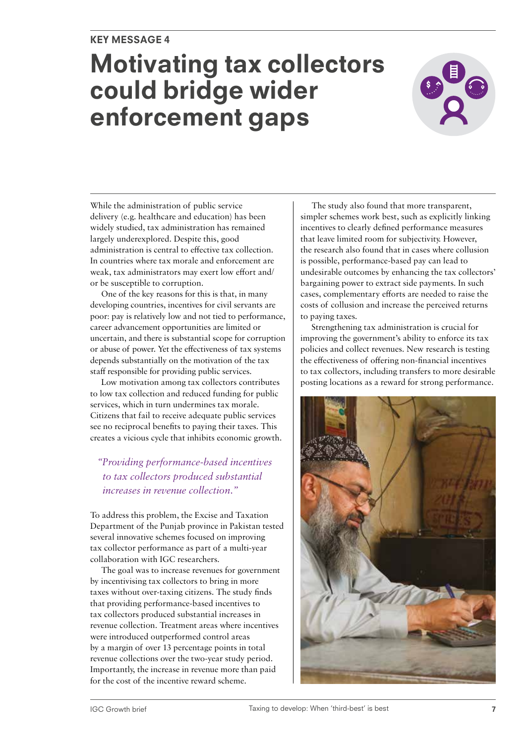**KEY MESSAGE 4**

# Motivating tax collectors could bridge wider enforcement gaps

While the administration of public service delivery (e.g. healthcare and education) has been widely studied, tax administration has remained largely underexplored. Despite this, good administration is central to effective tax collection. In countries where tax morale and enforcement are weak, tax administrators may exert low effort and/or be susceptible to corruption.

One of the key reasons for this is that, in many developing countries, incentives for civil servants are poor: pay is relatively low and not tied to performance, career advancement opportunities are limited or uncertain, and there is substantial scope for corruption or abuse of power. Yet the effectiveness of tax systems depends substantially on the motivation of the tax staff responsible for providing public services.

Low motivation among tax collectors contributes to low tax collection and reduced funding for public services, which in turn undermines tax morale. Citizens that fail to receive adequate public services see no reciprocal benefits to paying their taxes. This creates a vicious cycle that inhibits economic growth.

> *"Providing performance-based incentives to tax collectors produced substantial increases in revenue collection."*

To address this problem, the Excise and Taxation Department of the Punjab province in Pakistan tested several innovative schemes focused on improving tax collector performance as part of a multi-year collaboration with IGC researchers.

The goal was to increase revenues for government by incentivising tax collectors to bring in more taxes without over-taxing citizens. The study finds that providing performance-based incentives to tax collectors produced substantial increases in revenue collection. Treatment areas where incentives were introduced outperformed control areas by a margin of over 13 percentage points in total revenue collections over the two-year study period. Importantly, the increase in revenue more than paid for the cost of the incentive reward scheme.

The study also found that more transparent, simpler schemes work best, such as explicitly linking incentives to clearly defined performance measures that leave limited room for subjectivity. However, the research also found that in cases where collusion is possible, performance-based pay can lead to undesirable outcomes by enhancing the tax collectors' bargaining power to extract side payments. In such cases, complementary efforts are needed to raise the costs of collusion and increase the perceived returns to paying taxes.

Strengthening tax administration is crucial for improving the government's ability to enforce its tax policies and collect revenues. New research is testing the effectiveness of offering non-financial incentives to tax collectors, including transfers to more desirable posting locations as a reward for strong performance.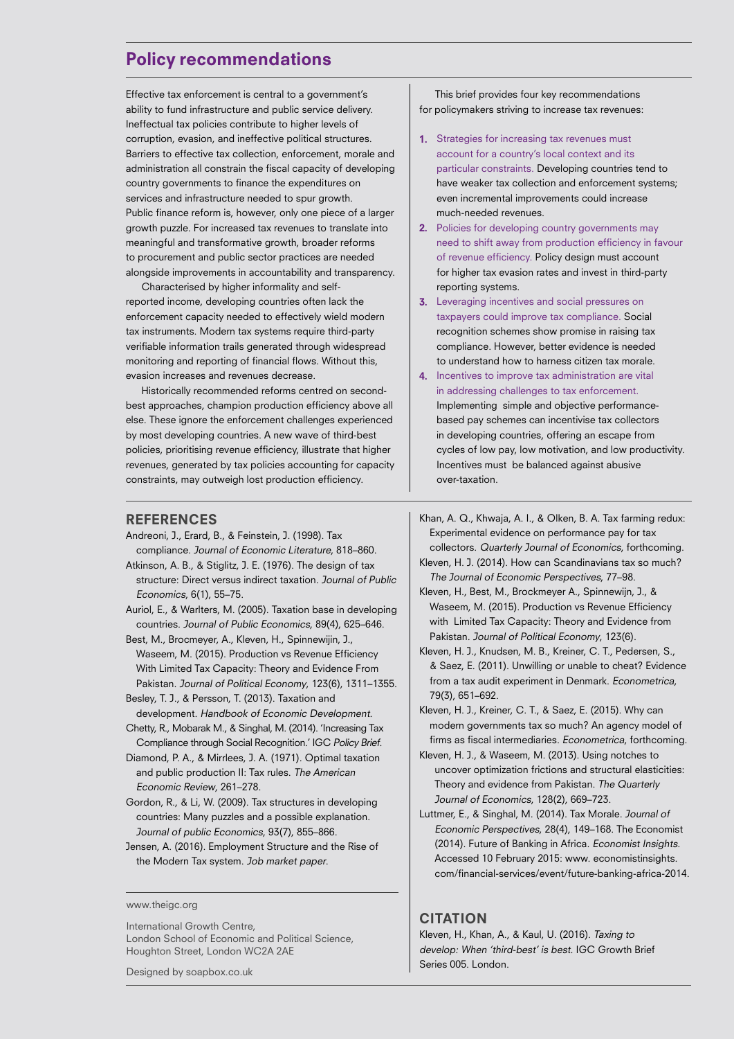## Policy recommendations

Effective tax enforcement is central to a government's ability to fund infrastructure and public service delivery. Ineffectual tax policies contribute to higher levels of corruption, evasion, and ineffective political structures. Barriers to effective tax collection, enforcement, morale and administration all constrain the fiscal capacity of developing country governments to finance the expenditures on services and infrastructure needed to spur growth. Public finance reform is, however, only one piece of a larger growth puzzle. For increased tax revenues to translate into meaningful and transformative growth, broader reforms to procurement and public sector practices are needed alongside improvements in accountability and transparency.

Characterised by higher informality and self-reported income, developing countries often lack the enforcement capacity needed to effectively wield modern tax instruments. Modern tax systems require third-party verifiable information trails generated through widespread monitoring and reporting of financial flows. Without this, evasion increases and revenues decrease.

Historically recommended reforms centred on second-best approaches, champion production efficiency above all else. These ignore the enforcement challenges experienced by most developing countries. A new wave of third-best policies, prioritising revenue efficiency, illustrate that higher revenues, generated by tax policies accounting for capacity constraints, may outweigh lost production efficiency.

This brief provides four key recommendations for policymakers striving to increase tax revenues:

1. Strategies for increasing tax revenues must account for a country's local context and its particular constraints. Developing countries tend to have weaker tax collection and enforcement systems; even incremental improvements could increase much-needed revenues.
2. Policies for developing country governments may need to shift away from production efficiency in favour of revenue efficiency. Policy design must account for higher tax evasion rates and invest in third-party reporting systems.
3. Leveraging incentives and social pressures on taxpayers could improve tax compliance. Social recognition schemes show promise in raising tax compliance. However, better evidence is needed to understand how to harness citizen tax morale.
4. Incentives to improve tax administration are vital in addressing challenges to tax enforcement. Implementing simple and objective performance-based pay schemes can incentivise tax collectors in developing countries, offering an escape from cycles of low pay, low motivation, and low productivity. Incentives must be balanced against abusive over-taxation.

## REFERENCES

Andreoni, J., Erard, B., & Feinstein, J. (1998). Tax compliance. *Journal of Economic Literature*, 818–860.

Atkinson, A. B., & Stiglitz, J. E. (1976). The design of tax structure: Direct versus indirect taxation. *Journal of Public Economics*, 6(1), 55–75.

Auriol, E., & Warlters, M. (2005). Taxation base in developing countries. *Journal of Public Economics*, 89(4), 625–646.

Best, M., Brocmeyer, A., Kleven, H., Spinnewijin, J., Waseem, M. (2015). Production vs Revenue Efficiency With Limited Tax Capacity: Theory and Evidence From Pakistan. *Journal of Political Economy*, 123(6), 1311–1355.

Besley, T. J., & Persson, T. (2013). Taxation and development. *Handbook of Economic Development*.

Chetty, R., Mobarak M., & Singhal, M. (2014). 'Increasing Tax Compliance through Social Recognition.' IGC *Policy Brief*.

Diamond, P. A., & Mirrlees, J. A. (1971). Optimal taxation and public production II: Tax rules. *The American Economic Review*, 261–278.

Gordon, R., & Li, W. (2009). Tax structures in developing countries: Many puzzles and a possible explanation. *Journal of public Economics*, 93(7), 855–866.

Jensen, A. (2016). Employment Structure and the Rise of the Modern Tax system. *Job market paper*.

Khan, A. Q., Khwaja, A. I., & Olken, B. A. Tax farming redux: Experimental evidence on performance pay for tax collectors. *Quarterly Journal of Economics*, forthcoming.

Kleven, H. J. (2014). How can Scandinavians tax so much? *The Journal of Economic Perspectives*, 77–98.

Kleven, H., Best, M., Brockmeyer A., Spinnewijn, J., & Waseem, M. (2015). Production vs Revenue Efficiency with Limited Tax Capacity: Theory and Evidence from Pakistan. *Journal of Political Economy*, 123(6).

Kleven, H. J., Knudsen, M. B., Kreiner, C. T., Pedersen, S., & Saez, E. (2011). Unwilling or unable to cheat? Evidence from a tax audit experiment in Denmark. *Econometrica*, 79(3), 651–692.

Kleven, H. J., Kreiner, C. T., & Saez, E. (2015). Why can modern governments tax so much? An agency model of firms as fiscal intermediaries. *Econometrica*, forthcoming.

Kleven, H. J., & Waseem, M. (2013). Using notches to uncover optimization frictions and structural elasticities: Theory and evidence from Pakistan. *The Quarterly Journal of Economics*, 128(2), 669–723.

Luttmer, E., & Singhal, M. (2014). Tax Morale. *Journal of Economic Perspectives*, 28(4), 149–168. The Economist (2014). Future of Banking in Africa. *Economist Insights.* Accessed 10 February 2015: www.economistinsights.com/financial-services/event/future-banking-africa-2014.

www.theigc.org

International Growth Centre,
London School of Economic and Political Science,
Houghton Street, London WC2A 2AE

Designed by soapbox.co.uk

## CITATION

Kleven, H., Khan, A., & Kaul, U. (2016). *Taxing to develop: When 'third-best' is best.* IGC Growth Brief Series 005. London.